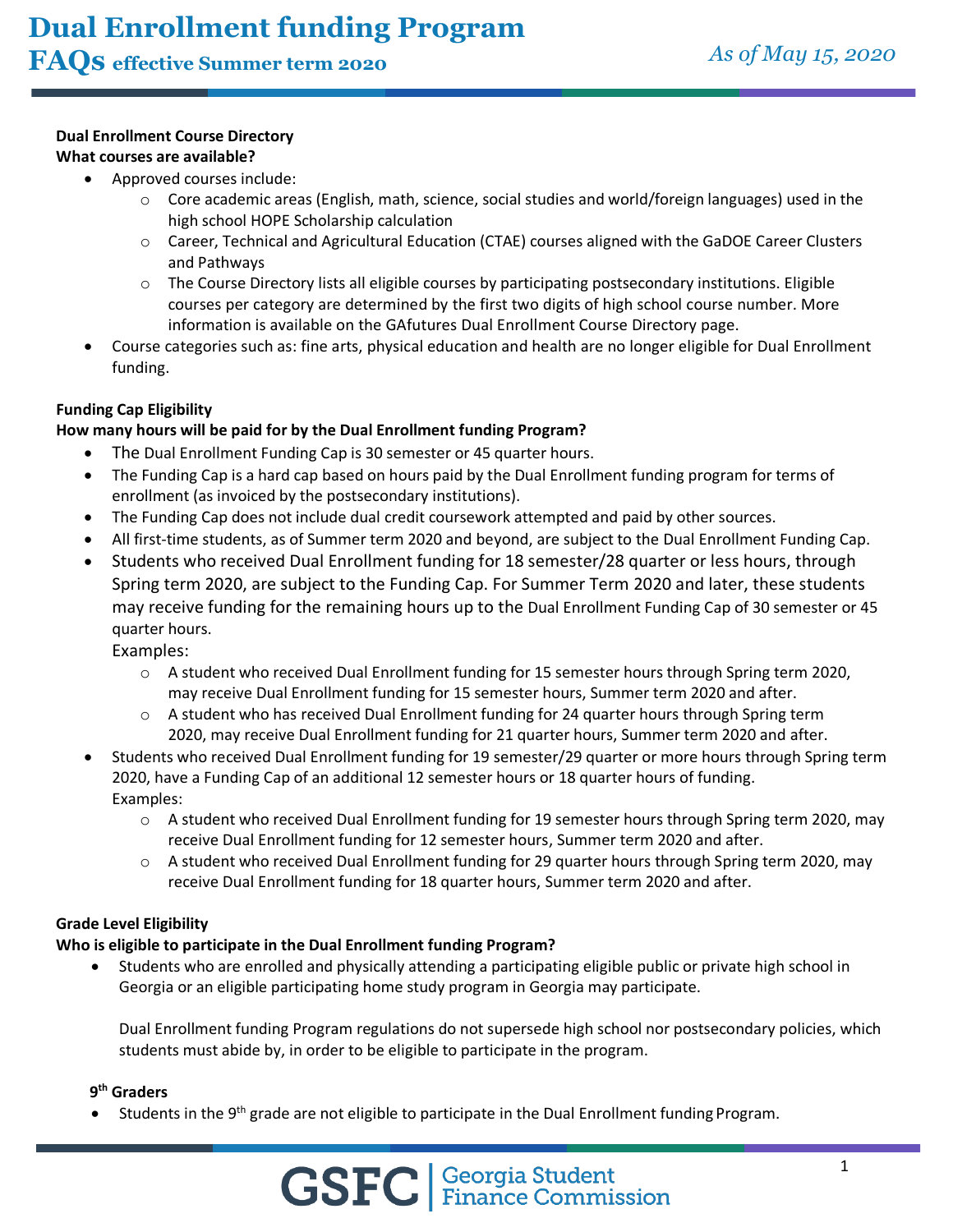# Dual Enrollment funding Program

## FAQs effective Summer term 2020

*As of May 15, 2020*

**Dual Enrollment Course Directory**

**What courses are available?**

- Approved courses include:
  - Core academic areas (English, math, science, social studies and world/foreign languages) used in the high school HOPE Scholarship calculation
  - Career, Technical and Agricultural Education (CTAE) courses aligned with the GaDOE Career Clusters and Pathways
  - The Course Directory lists all eligible courses by participating postsecondary institutions. Eligible courses per category are determined by the first two digits of high school course number. More information is available on the GAfutures Dual Enrollment Course Directory page.
- Course categories such as: fine arts, physical education and health are no longer eligible for Dual Enrollment funding.

**Funding Cap Eligibility**

**How many hours will be paid for by the Dual Enrollment funding Program?**

- The Dual Enrollment Funding Cap is 30 semester or 45 quarter hours.
- The Funding Cap is a hard cap based on hours paid by the Dual Enrollment funding program for terms of enrollment (as invoiced by the postsecondary institutions).
- The Funding Cap does not include dual credit coursework attempted and paid by other sources.
- All first-time students, as of Summer term 2020 and beyond, are subject to the Dual Enrollment Funding Cap.
- Students who received Dual Enrollment funding for 18 semester/28 quarter or less hours, through Spring term 2020, are subject to the Funding Cap. For Summer Term 2020 and later, these students may receive funding for the remaining hours up to the Dual Enrollment Funding Cap of 30 semester or 45 quarter hours.

  Examples:
  - A student who received Dual Enrollment funding for 15 semester hours through Spring term 2020, may receive Dual Enrollment funding for 15 semester hours, Summer term 2020 and after.
  - A student who has received Dual Enrollment funding for 24 quarter hours through Spring term 2020, may receive Dual Enrollment funding for 21 quarter hours, Summer term 2020 and after.
- Students who received Dual Enrollment funding for 19 semester/29 quarter or more hours through Spring term 2020, have a Funding Cap of an additional 12 semester hours or 18 quarter hours of funding.

  Examples:
  - A student who received Dual Enrollment funding for 19 semester hours through Spring term 2020, may receive Dual Enrollment funding for 12 semester hours, Summer term 2020 and after.
  - A student who received Dual Enrollment funding for 29 quarter hours through Spring term 2020, may receive Dual Enrollment funding for 18 quarter hours, Summer term 2020 and after.

**Grade Level Eligibility**

**Who is eligible to participate in the Dual Enrollment funding Program?**

- Students who are enrolled and physically attending a participating eligible public or private high school in Georgia or an eligible participating home study program in Georgia may participate.

  Dual Enrollment funding Program regulations do not supersede high school nor postsecondary policies, which students must abide by, in order to be eligible to participate in the program.

**9th Graders**

- Students in the 9th grade are not eligible to participate in the Dual Enrollment funding Program.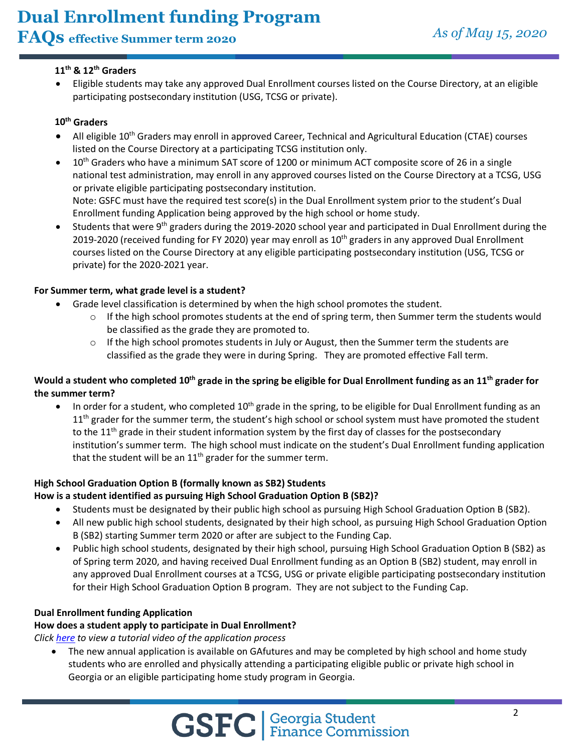**11th & 12th Graders**

- Eligible students may take any approved Dual Enrollment courses listed on the Course Directory, at an eligible participating postsecondary institution (USG, TCSG or private).

**10th Graders**

- All eligible 10th Graders may enroll in approved Career, Technical and Agricultural Education (CTAE) courses listed on the Course Directory at a participating TCSG institution only.
- 10th Graders who have a minimum SAT score of 1200 or minimum ACT composite score of 26 in a single national test administration, may enroll in any approved courses listed on the Course Directory at a TCSG, USG or private eligible participating postsecondary institution.
  Note: GSFC must have the required test score(s) in the Dual Enrollment system prior to the student's Dual Enrollment funding Application being approved by the high school or home study.
- Students that were 9th graders during the 2019-2020 school year and participated in Dual Enrollment during the 2019-2020 (received funding for FY 2020) year may enroll as 10th graders in any approved Dual Enrollment courses listed on the Course Directory at any eligible participating postsecondary institution (USG, TCSG or private) for the 2020-2021 year.

**For Summer term, what grade level is a student?**

- Grade level classification is determined by when the high school promotes the student.
  - If the high school promotes students at the end of spring term, then Summer term the students would be classified as the grade they are promoted to.
  - If the high school promotes students in July or August, then the Summer term the students are classified as the grade they were in during Spring. They are promoted effective Fall term.

**Would a student who completed 10th grade in the spring be eligible for Dual Enrollment funding as an 11th grader for the summer term?**

- In order for a student, who completed 10th grade in the spring, to be eligible for Dual Enrollment funding as an 11th grader for the summer term, the student's high school or school system must have promoted the student to the 11th grade in their student information system by the first day of classes for the postsecondary institution's summer term. The high school must indicate on the student's Dual Enrollment funding application that the student will be an 11th grader for the summer term.

**High School Graduation Option B (formally known as SB2) Students**

**How is a student identified as pursuing High School Graduation Option B (SB2)?**

- Students must be designated by their public high school as pursuing High School Graduation Option B (SB2).
- All new public high school students, designated by their high school, as pursuing High School Graduation Option B (SB2) starting Summer term 2020 or after are subject to the Funding Cap.
- Public high school students, designated by their high school, pursuing High School Graduation Option B (SB2) as of Spring term 2020, and having received Dual Enrollment funding as an Option B (SB2) student, may enroll in any approved Dual Enrollment courses at a TCSG, USG or private eligible participating postsecondary institution for their High School Graduation Option B program. They are not subject to the Funding Cap.

**Dual Enrollment funding Application**

**How does a student apply to participate in Dual Enrollment?**

*Click here to view a tutorial video of the application process*

- The new annual application is available on GAfutures and may be completed by high school and home study students who are enrolled and physically attending a participating eligible public or private high school in Georgia or an eligible participating home study program in Georgia.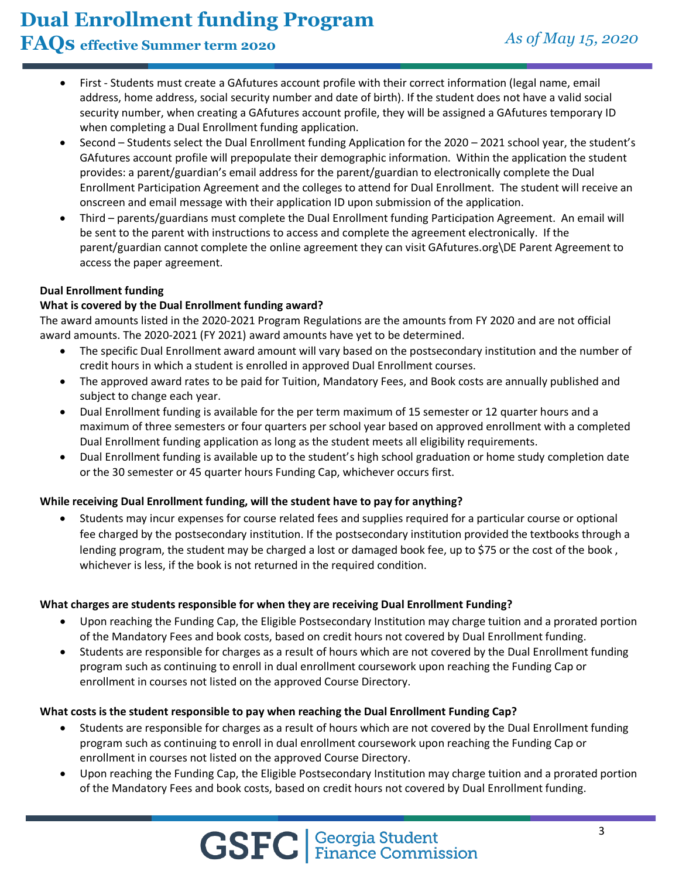- First - Students must create a GAfutures account profile with their correct information (legal name, email address, home address, social security number and date of birth). If the student does not have a valid social security number, when creating a GAfutures account profile, they will be assigned a GAfutures temporary ID when completing a Dual Enrollment funding application.
- Second – Students select the Dual Enrollment funding Application for the 2020 – 2021 school year, the student's GAfutures account profile will prepopulate their demographic information. Within the application the student provides: a parent/guardian's email address for the parent/guardian to electronically complete the Dual Enrollment Participation Agreement and the colleges to attend for Dual Enrollment. The student will receive an onscreen and email message with their application ID upon submission of the application.
- Third – parents/guardians must complete the Dual Enrollment funding Participation Agreement. An email will be sent to the parent with instructions to access and complete the agreement electronically. If the parent/guardian cannot complete the online agreement they can visit GAfutures.org\DE Parent Agreement to access the paper agreement.

**Dual Enrollment funding**

**What is covered by the Dual Enrollment funding award?**

The award amounts listed in the 2020-2021 Program Regulations are the amounts from FY 2020 and are not official award amounts. The 2020-2021 (FY 2021) award amounts have yet to be determined.

- The specific Dual Enrollment award amount will vary based on the postsecondary institution and the number of credit hours in which a student is enrolled in approved Dual Enrollment courses.
- The approved award rates to be paid for Tuition, Mandatory Fees, and Book costs are annually published and subject to change each year.
- Dual Enrollment funding is available for the per term maximum of 15 semester or 12 quarter hours and a maximum of three semesters or four quarters per school year based on approved enrollment with a completed Dual Enrollment funding application as long as the student meets all eligibility requirements.
- Dual Enrollment funding is available up to the student's high school graduation or home study completion date or the 30 semester or 45 quarter hours Funding Cap, whichever occurs first.

**While receiving Dual Enrollment funding, will the student have to pay for anything?**

- Students may incur expenses for course related fees and supplies required for a particular course or optional fee charged by the postsecondary institution. If the postsecondary institution provided the textbooks through a lending program, the student may be charged a lost or damaged book fee, up to $75 or the cost of the book , whichever is less, if the book is not returned in the required condition.

**What charges are students responsible for when they are receiving Dual Enrollment Funding?**

- Upon reaching the Funding Cap, the Eligible Postsecondary Institution may charge tuition and a prorated portion of the Mandatory Fees and book costs, based on credit hours not covered by Dual Enrollment funding.
- Students are responsible for charges as a result of hours which are not covered by the Dual Enrollment funding program such as continuing to enroll in dual enrollment coursework upon reaching the Funding Cap or enrollment in courses not listed on the approved Course Directory.

**What costs is the student responsible to pay when reaching the Dual Enrollment Funding Cap?**

- Students are responsible for charges as a result of hours which are not covered by the Dual Enrollment funding program such as continuing to enroll in dual enrollment coursework upon reaching the Funding Cap or enrollment in courses not listed on the approved Course Directory.
- Upon reaching the Funding Cap, the Eligible Postsecondary Institution may charge tuition and a prorated portion of the Mandatory Fees and book costs, based on credit hours not covered by Dual Enrollment funding.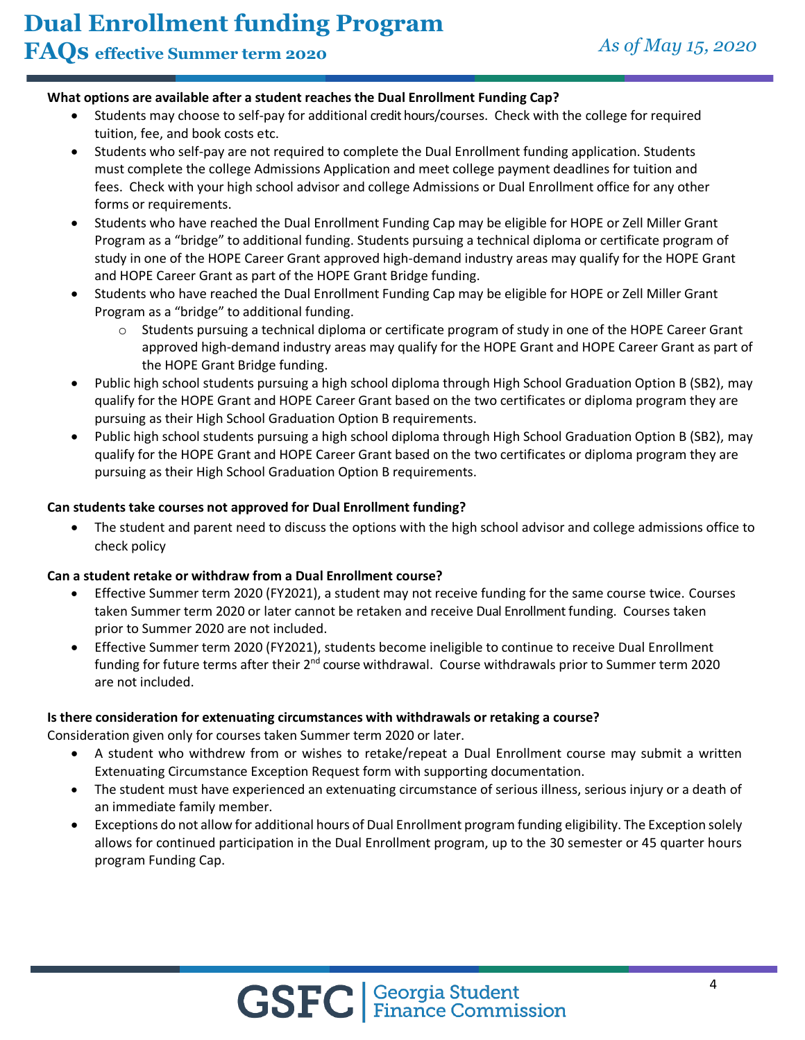What options are available after a student reaches the Dual Enrollment Funding Cap?

- Students may choose to self-pay for additional credit hours/courses. Check with the college for required tuition, fee, and book costs etc.
- Students who self-pay are not required to complete the Dual Enrollment funding application. Students must complete the college Admissions Application and meet college payment deadlines for tuition and fees. Check with your high school advisor and college Admissions or Dual Enrollment office for any other forms or requirements.
- Students who have reached the Dual Enrollment Funding Cap may be eligible for HOPE or Zell Miller Grant Program as a "bridge" to additional funding. Students pursuing a technical diploma or certificate program of study in one of the HOPE Career Grant approved high-demand industry areas may qualify for the HOPE Grant and HOPE Career Grant as part of the HOPE Grant Bridge funding.
- Students who have reached the Dual Enrollment Funding Cap may be eligible for HOPE or Zell Miller Grant Program as a "bridge" to additional funding.
  - Students pursuing a technical diploma or certificate program of study in one of the HOPE Career Grant approved high-demand industry areas may qualify for the HOPE Grant and HOPE Career Grant as part of the HOPE Grant Bridge funding.
- Public high school students pursuing a high school diploma through High School Graduation Option B (SB2), may qualify for the HOPE Grant and HOPE Career Grant based on the two certificates or diploma program they are pursuing as their High School Graduation Option B requirements.
- Public high school students pursuing a high school diploma through High School Graduation Option B (SB2), may qualify for the HOPE Grant and HOPE Career Grant based on the two certificates or diploma program they are pursuing as their High School Graduation Option B requirements.

**Can students take courses not approved for Dual Enrollment funding?**

- The student and parent need to discuss the options with the high school advisor and college admissions office to check policy

**Can a student retake or withdraw from a Dual Enrollment course?**

- Effective Summer term 2020 (FY2021), a student may not receive funding for the same course twice. Courses taken Summer term 2020 or later cannot be retaken and receive Dual Enrollment funding. Courses taken prior to Summer 2020 are not included.
- Effective Summer term 2020 (FY2021), students become ineligible to continue to receive Dual Enrollment funding for future terms after their 2nd course withdrawal. Course withdrawals prior to Summer term 2020 are not included.

**Is there consideration for extenuating circumstances with withdrawals or retaking a course?**

Consideration given only for courses taken Summer term 2020 or later.

- A student who withdrew from or wishes to retake/repeat a Dual Enrollment course may submit a written Extenuating Circumstance Exception Request form with supporting documentation.
- The student must have experienced an extenuating circumstance of serious illness, serious injury or a death of an immediate family member.
- Exceptions do not allow for additional hours of Dual Enrollment program funding eligibility. The Exception solely allows for continued participation in the Dual Enrollment program, up to the 30 semester or 45 quarter hours program Funding Cap.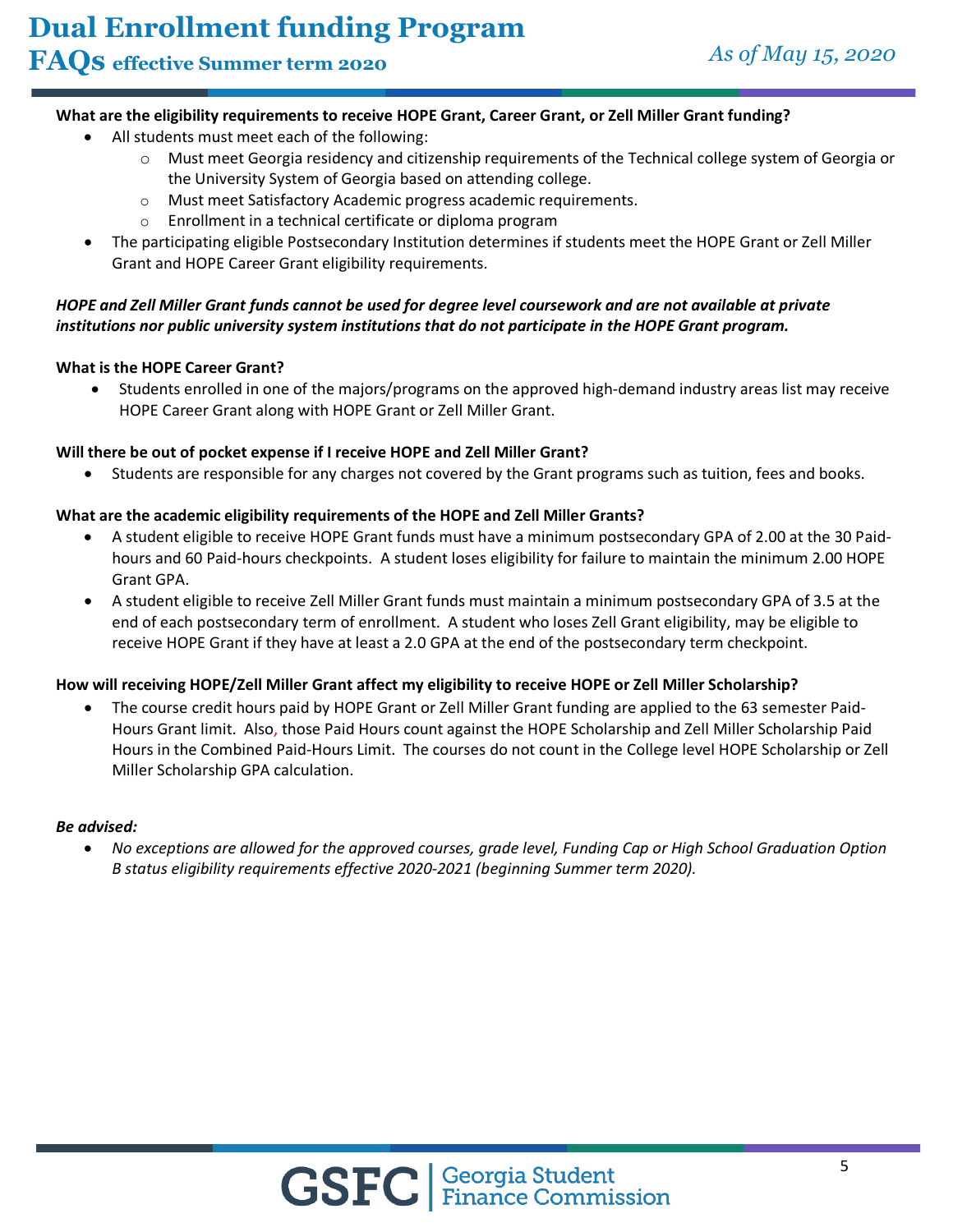**What are the eligibility requirements to receive HOPE Grant, Career Grant, or Zell Miller Grant funding?**

- All students must meet each of the following:
  - Must meet Georgia residency and citizenship requirements of the Technical college system of Georgia or the University System of Georgia based on attending college.
  - Must meet Satisfactory Academic progress academic requirements.
  - Enrollment in a technical certificate or diploma program
- The participating eligible Postsecondary Institution determines if students meet the HOPE Grant or Zell Miller Grant and HOPE Career Grant eligibility requirements.

***HOPE and Zell Miller Grant funds cannot be used for degree level coursework and are not available at private institutions nor public university system institutions that do not participate in the HOPE Grant program.***

**What is the HOPE Career Grant?**

- Students enrolled in one of the majors/programs on the approved high-demand industry areas list may receive HOPE Career Grant along with HOPE Grant or Zell Miller Grant.

**Will there be out of pocket expense if I receive HOPE and Zell Miller Grant?**

- Students are responsible for any charges not covered by the Grant programs such as tuition, fees and books.

**What are the academic eligibility requirements of the HOPE and Zell Miller Grants?**

- A student eligible to receive HOPE Grant funds must have a minimum postsecondary GPA of 2.00 at the 30 Paid-hours and 60 Paid-hours checkpoints. A student loses eligibility for failure to maintain the minimum 2.00 HOPE Grant GPA.
- A student eligible to receive Zell Miller Grant funds must maintain a minimum postsecondary GPA of 3.5 at the end of each postsecondary term of enrollment. A student who loses Zell Grant eligibility, may be eligible to receive HOPE Grant if they have at least a 2.0 GPA at the end of the postsecondary term checkpoint.

**How will receiving HOPE/Zell Miller Grant affect my eligibility to receive HOPE or Zell Miller Scholarship?**

- The course credit hours paid by HOPE Grant or Zell Miller Grant funding are applied to the 63 semester Paid-Hours Grant limit. Also, those Paid Hours count against the HOPE Scholarship and Zell Miller Scholarship Paid Hours in the Combined Paid-Hours Limit. The courses do not count in the College level HOPE Scholarship or Zell Miller Scholarship GPA calculation.

***Be advised:***

- *No exceptions are allowed for the approved courses, grade level, Funding Cap or High School Graduation Option B status eligibility requirements effective 2020-2021 (beginning Summer term 2020).*